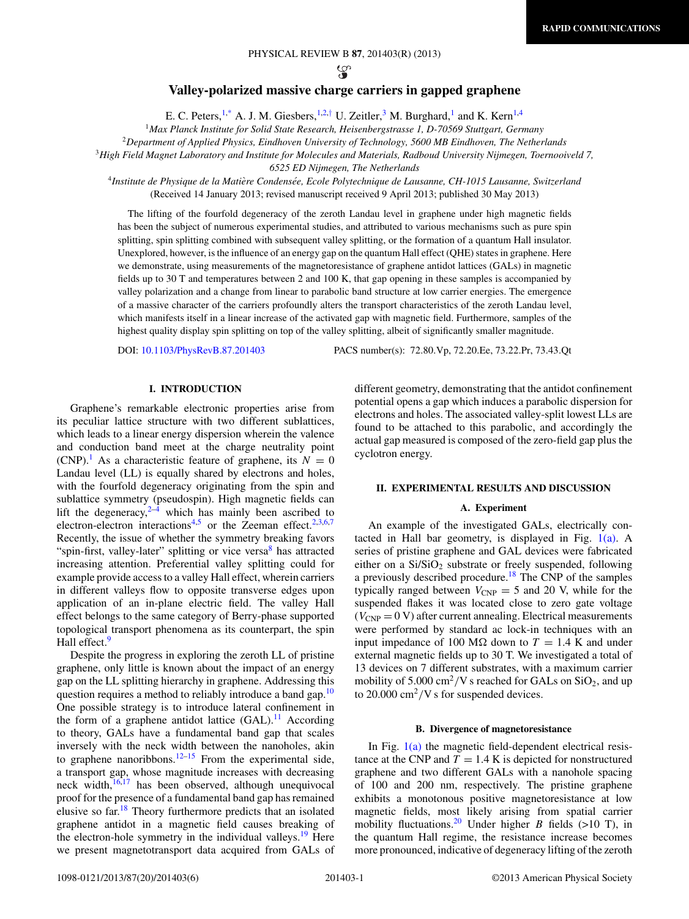# Valley-polarized massive charge carriers in gapped graphene

E. C. Peters,[1,*] A. J. M. Giesbers,[1,2,†] U. Zeitler,[3] M. Burghard,[1] and K. Kern[1,4]

[1]*Max Planck Institute for Solid State Research, Heisenbergstrasse 1, D-70569 Stuttgart, Germany*
[2]*Department of Applied Physics, Eindhoven University of Technology, 5600 MB Eindhoven, The Netherlands*
[3]*High Field Magnet Laboratory and Institute for Molecules and Materials, Radboud University Nijmegen, Toernooiveld 7, 6525 ED Nijmegen, The Netherlands*
[4]*Institute de Physique de la Matière Condensée, Ecole Polytechnique de Lausanne, CH-1015 Lausanne, Switzerland*

(Received 14 January 2013; revised manuscript received 9 April 2013; published 30 May 2013)

The lifting of the fourfold degeneracy of the zeroth Landau level in graphene under high magnetic fields has been the subject of numerous experimental studies, and attributed to various mechanisms such as pure spin splitting, spin splitting combined with subsequent valley splitting, or the formation of a quantum Hall insulator. Unexplored, however, is the influence of an energy gap on the quantum Hall effect (QHE) states in graphene. Here we demonstrate, using measurements of the magnetoresistance of graphene antidot lattices (GALs) in magnetic fields up to 30 T and temperatures between 2 and 100 K, that gap opening in these samples is accompanied by valley polarization and a change from linear to parabolic band structure at low carrier energies. The emergence of a massive character of the carriers profoundly alters the transport characteristics of the zeroth Landau level, which manifests itself in a linear increase of the activated gap with magnetic field. Furthermore, samples of the highest quality display spin splitting on top of the valley splitting, albeit of significantly smaller magnitude.

DOI: 10.1103/PhysRevB.87.201403 PACS number(s): 72.80.Vp, 72.20.Ee, 73.22.Pr, 73.43.Qt

## I. INTRODUCTION

Graphene's remarkable electronic properties arise from its peculiar lattice structure with two different sublattices, which leads to a linear energy dispersion wherein the valence and conduction band meet at the charge neutrality point (CNP).[1] As a characteristic feature of graphene, its $N = 0$ Landau level (LL) is equally shared by electrons and holes, with the fourfold degeneracy originating from the spin and sublattice symmetry (pseudospin). High magnetic fields can lift the degeneracy,[2–4] which has mainly been ascribed to electron-electron interactions[4,5] or the Zeeman effect.[2,3,6,7] Recently, the issue of whether the symmetry breaking favors "spin-first, valley-later" splitting or vice versa[8] has attracted increasing attention. Preferential valley splitting could for example provide access to a valley Hall effect, wherein carriers in different valleys flow to opposite transverse edges upon application of an in-plane electric field. The valley Hall effect belongs to the same category of Berry-phase supported topological transport phenomena as its counterpart, the spin Hall effect.[9]

Despite the progress in exploring the zeroth LL of pristine graphene, only little is known about the impact of an energy gap on the LL splitting hierarchy in graphene. Addressing this question requires a method to reliably introduce a band gap.[10] One possible strategy is to introduce lateral confinement in the form of a graphene antidot lattice (GAL).[11] According to theory, GALs have a fundamental band gap that scales inversely with the neck width between the nanoholes, akin to graphene nanoribbons.[12–15] From the experimental side, a transport gap, whose magnitude increases with decreasing neck width,[16,17] has been observed, although unequivocal proof for the presence of a fundamental band gap has remained elusive so far.[18] Theory furthermore predicts that an isolated graphene antidot in a magnetic field causes breaking of the electron-hole symmetry in the individual valleys.[19] Here we present magnetotransport data acquired from GALs of different geometry, demonstrating that the antidot confinement potential opens a gap which induces a parabolic dispersion for electrons and holes. The associated valley-split lowest LLs are found to be attached to this parabolic, and accordingly the actual gap measured is composed of the zero-field gap plus the cyclotron energy.

## II. EXPERIMENTAL RESULTS AND DISCUSSION

### A. Experiment

An example of the investigated GALs, electrically contacted in Hall bar geometry, is displayed in Fig. 1(a). A series of pristine graphene and GAL devices were fabricated either on a $Si/SiO_2$ substrate or freely suspended, following a previously described procedure.[18] The CNP of the samples typically ranged between $V_{CNP} = 5$ and 20 V, while for the suspended flakes it was located close to zero gate voltage ($V_{CNP} = 0$ V) after current annealing. Electrical measurements were performed by standard ac lock-in techniques with an input impedance of 100 MΩ down to $T = 1.4$ K and under external magnetic fields up to 30 T. We investigated a total of 13 devices on 7 different substrates, with a maximum carrier mobility of 5.000 $cm^2/V$ s reached for GALs on $SiO_2$, and up to 20.000 $cm^2/V$ s for suspended devices.

### B. Divergence of magnetoresistance

In Fig. 1(a) the magnetic field-dependent electrical resistance at the CNP and $T = 1.4$ K is depicted for nonstructured graphene and two different GALs with a nanohole spacing of 100 and 200 nm, respectively. The pristine graphene exhibits a monotonous positive magnetoresistance at low magnetic fields, most likely arising from spatial carrier mobility fluctuations.[20] Under higher $B$ fields (>10 T), in the quantum Hall regime, the resistance increase becomes more pronounced, indicative of degeneracy lifting of the zeroth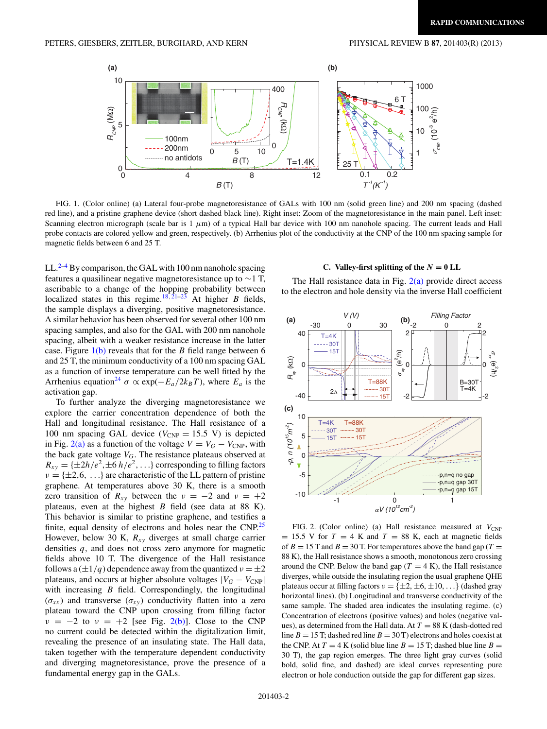FIG. 1. (Color online) (a) Lateral four-probe magnetoresistance of GALs with 100 nm (solid green line) and 200 nm spacing (dashed red line), and a pristine graphene device (short dashed black line). Right inset: Zoom of the magnetoresistance in the main panel. Left inset: Scanning electron micrograph (scale bar is 1 $\mu$m) of a typical Hall bar device with 100 nm nanohole spacing. The current leads and Hall probe contacts are colored yellow and green, respectively. (b) Arrhenius plot of the conductivity at the CNP of the 100 nm spacing sample for magnetic fields between 6 and 25 T.

LL.[2–4] By comparison, the GAL with 100 nm nanohole spacing features a quasilinear negative magnetoresistance up to $\sim$1 T, ascribable to a change of the hopping probability between localized states in this regime.[18,21–23] At higher $B$ fields, the sample displays a diverging, positive magnetoresistance. A similar behavior has been observed for several other 100 nm spacing samples, and also for the GAL with 200 nm nanohole spacing, albeit with a weaker resistance increase in the latter case. Figure 1(b) reveals that for the $B$ field range between 6 and 25 T, the minimum conductivity of a 100 nm spacing GAL as a function of inverse temperature can be well fitted by the Arrhenius equation[24] $\sigma \propto \exp(-E_a/2k_BT)$, where $E_a$ is the activation gap.

To further analyze the diverging magnetoresistance we explore the carrier concentration dependence of both the Hall and longitudinal resistance. The Hall resistance of a 100 nm spacing GAL device ($V_{\mathrm{CNP}} = 15.5$ V) is depicted in Fig. 2(a) as a function of the voltage $V = V_G - V_{\mathrm{CNP}}$, with the back gate voltage $V_G$. The resistance plateaus observed at $R_{xy} = \{\pm 2h/e^2, \pm 6\, h/e^2, \ldots\}$ corresponding to filling factors $\nu = \{\pm 2, 6, \ldots\}$ are characteristic of the LL pattern of pristine graphene. At temperatures above 30 K, there is a smooth zero transition of $R_{xy}$ between the $\nu = -2$ and $\nu = +2$ plateaus, even at the highest $B$ field (see data at 88 K). This behavior is similar to pristine graphene, and testifies a finite, equal density of electrons and holes near the CNP.[25] However, below 30 K, $R_{xy}$ diverges at small charge carrier densities $q$, and does not cross zero anymore for magnetic fields above 10 T. The divergence of the Hall resistance follows a $(\pm 1/q)$ dependence away from the quantized $\nu = \pm 2$ plateaus, and occurs at higher absolute voltages $|V_G - V_{\mathrm{CNP}}|$ with increasing $B$ field. Correspondingly, the longitudinal ($\sigma_{xx}$) and transverse ($\sigma_{xy}$) conductivity flatten into a zero plateau toward the CNP upon crossing from filling factor $\nu = -2$ to $\nu = +2$ [see Fig. 2(b)]. Close to the CNP no current could be detected within the digitalization limit, revealing the presence of an insulating state. The Hall data, taken together with the temperature dependent conductivity and diverging magnetoresistance, prove the presence of a fundamental energy gap in the GALs.

### C. Valley-first splitting of the $N = 0$ LL

The Hall resistance data in Fig. 2(a) provide direct access to the electron and hole density via the inverse Hall coefficient

FIG. 2. (Color online) (a) Hall resistance measured at $V_{\mathrm{CNP}} = 15.5$ V for $T = 4$ K and $T = 88$ K, each at magnetic fields of $B = 15$ T and $B = 30$ T. For temperatures above the band gap ($T = 88$ K), the Hall resistance shows a smooth, monotonous zero crossing around the CNP. Below the band gap ($T = 4$ K), the Hall resistance diverges, while outside the insulating region the usual graphene QHE plateaus occur at filling factors $\nu = \{\pm 2, \pm 6, \pm 10, \ldots\}$ (dashed gray horizontal lines). (b) Longitudinal and transverse conductivity of the same sample. The shaded area indicates the insulating regime. (c) Concentration of electrons (positive values) and holes (negative values), as determined from the Hall data. At $T = 88$ K (dash-dotted red line $B = 15$ T; dashed red line $B = 30$ T) electrons and holes coexist at the CNP. At $T = 4$ K (solid blue line $B = 15$ T; dashed blue line $B = 30$ T), the gap region emerges. The three light gray curves (solid bold, solid fine, and dashed) are ideal curves representing pure electron or hole conduction outside the gap for different gap sizes.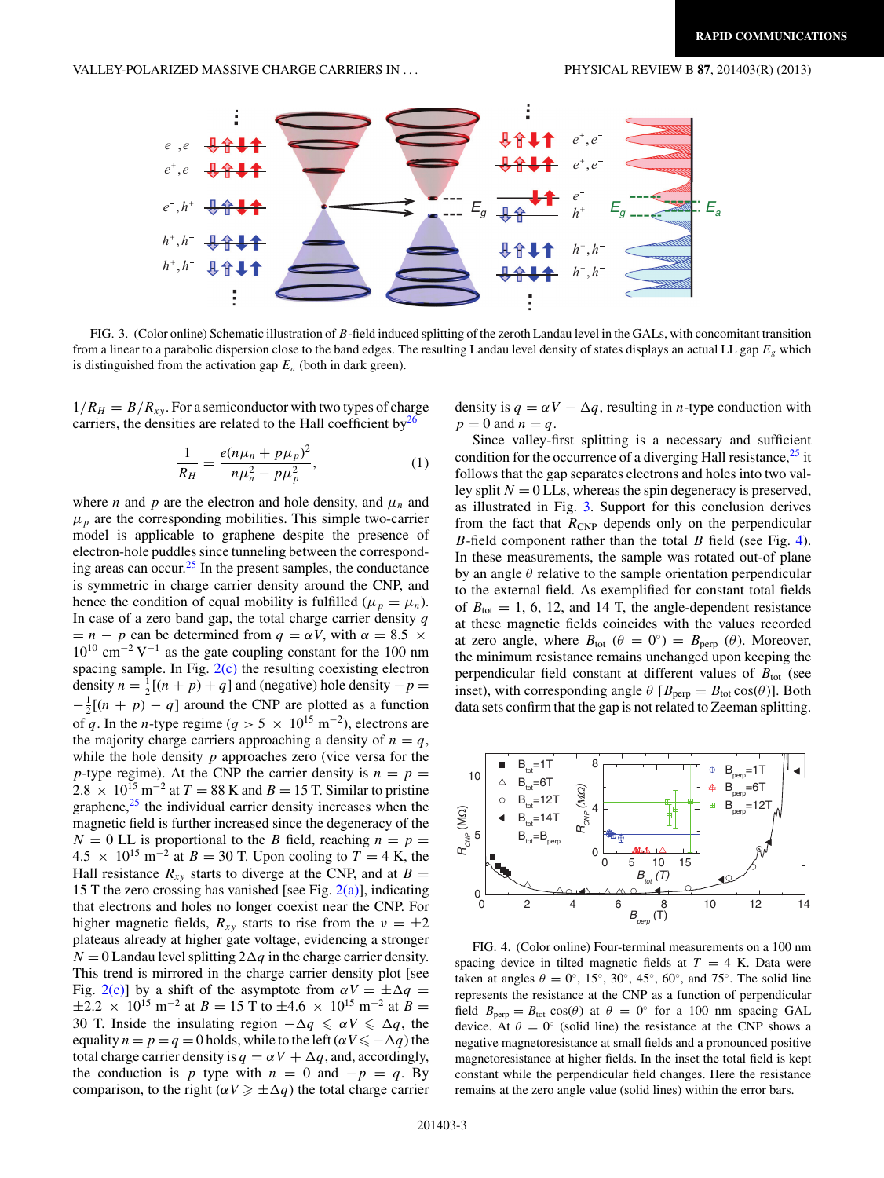FIG. 3. (Color online) Schematic illustration of $B$-field induced splitting of the zeroth Landau level in the GALs, with concomitant transition from a linear to a parabolic dispersion close to the band edges. The resulting Landau level density of states displays an actual LL gap $E_g$ which is distinguished from the activation gap $E_a$ (both in dark green).

$1/R_H = B/R_{xy}$. For a semiconductor with two types of charge carriers, the densities are related to the Hall coefficient by[26]

$$\frac{1}{R_H} = \frac{e(n\mu_n + p\mu_p)^2}{n\mu_n^2 - p\mu_p^2}, \tag{1}$$

where $n$ and $p$ are the electron and hole density, and $\mu_n$ and $\mu_p$ are the corresponding mobilities. This simple two-carrier model is applicable to graphene despite the presence of electron-hole puddles since tunneling between the corresponding areas can occur.[25] In the present samples, the conductance is symmetric in charge carrier density around the CNP, and hence the condition of equal mobility is fulfilled ($\mu_p = \mu_n$). In the case of a zero band gap, the total charge carrier density $q = n - p$ can be determined from $q = \alpha V$, with $\alpha = 8.5 \times 10^{10}$ cm$^{-2}$ V$^{-1}$ as the gate coupling constant for the 100 nm spacing sample. In Fig. 2(c) the resulting coexisting electron density $n = \frac{1}{2}[(n + p) + q]$ and (negative) hole density $-p = -\frac{1}{2}[(n + p) - q]$ around the CNP are plotted as a function of $q$. In the $n$-type regime ($q > 5 \times 10^{15}$ m$^{-2}$), electrons are the majority charge carriers approaching a density of $n = q$, while the hole density $p$ approaches zero (vice versa for the $p$-type regime). At the CNP the carrier density is $n = p = 2.8 \times 10^{15}$ m$^{-2}$ at $T = 88$ K and $B = 15$ T. Similar to pristine graphene,[25] the individual carrier density increases when the magnetic field is further increased since the degeneracy of the $N = 0$ LL is proportional to the $B$ field, reaching $n = p = 4.5 \times 10^{15}$ m$^{-2}$ at $B = 30$ T. Upon cooling to $T = 4$ K, the Hall resistance $R_{xy}$ starts to diverge at the CNP, and at $B = 15$ T the zero crossing has vanished [see Fig. 2(a)], indicating that electrons and holes no longer coexist near the CNP. For higher magnetic fields, $R_{xy}$ starts to rise from the $\nu = \pm 2$ plateaus already at higher gate voltage, evidencing a stronger $N = 0$ Landau level splitting $2\Delta q$ in the charge carrier density. This trend is mirrored in the charge carrier density plot [see Fig. 2(c)] by a shift of the asymptote from $\alpha V = \pm\Delta q = \pm 2.2 \times 10^{15}$ m$^{-2}$ at $B = 15$ T to $\pm 4.6 \times 10^{15}$ m$^{-2}$ at $B = 30$ T. Inside the insulating region $-\Delta q \leqslant \alpha V \leqslant \Delta q$, the equality $n = p = q = 0$ holds, while to the left ($\alpha V \leqslant -\Delta q$) the total charge carrier density is $q = \alpha V + \Delta q$, and, accordingly, the conduction is $p$ type with $n = 0$ and $-p = q$. By comparison, to the right ($\alpha V \geqslant \pm\Delta q$) the total charge carrier density is $q = \alpha V - \Delta q$, resulting in $n$-type conduction with $p = 0$ and $n = q$.

Since valley-first splitting is a necessary and sufficient condition for the occurrence of a diverging Hall resistance,[25] it follows that the gap separates electrons and holes into two valley split $N = 0$ LLs, whereas the spin degeneracy is preserved, as illustrated in Fig. 3. Support for this conclusion derives from the fact that $R_{\text{CNP}}$ depends only on the perpendicular $B$-field component rather than the total $B$ field (see Fig. 4). In these measurements, the sample was rotated out-of plane by an angle $\theta$ relative to the sample orientation perpendicular to the external field. As exemplified for constant total fields of $B_{\text{tot}} = 1$, 6, 12, and 14 T, the angle-dependent resistance at these magnetic fields coincides with the values recorded at zero angle, where $B_{\text{tot}}$ ($\theta = 0^\circ$) $= B_{\text{perp}}$ ($\theta$). Moreover, the minimum resistance remains unchanged upon keeping the perpendicular field constant at different values of $B_{\text{tot}}$ (see inset), with corresponding angle $\theta$ [$B_{\text{perp}} = B_{\text{tot}} \cos(\theta)$]. Both data sets confirm that the gap is not related to Zeeman splitting.

FIG. 4. (Color online) Four-terminal measurements on a 100 nm spacing device in tilted magnetic fields at $T = 4$ K. Data were taken at angles $\theta = 0^\circ$, $15^\circ$, $30^\circ$, $45^\circ$, $60^\circ$, and $75^\circ$. The solid line represents the resistance at the CNP as a function of perpendicular field $B_{\text{perp}} = B_{\text{tot}} \cos(\theta)$ at $\theta = 0^\circ$ for a 100 nm spacing GAL device. At $\theta = 0^\circ$ (solid line) the resistance at the CNP shows a negative magnetoresistance at small fields and a pronounced positive magnetoresistance at higher fields. In the inset the total field is kept constant while the perpendicular field changes. Here the resistance remains at the zero angle value (solid lines) within the error bars.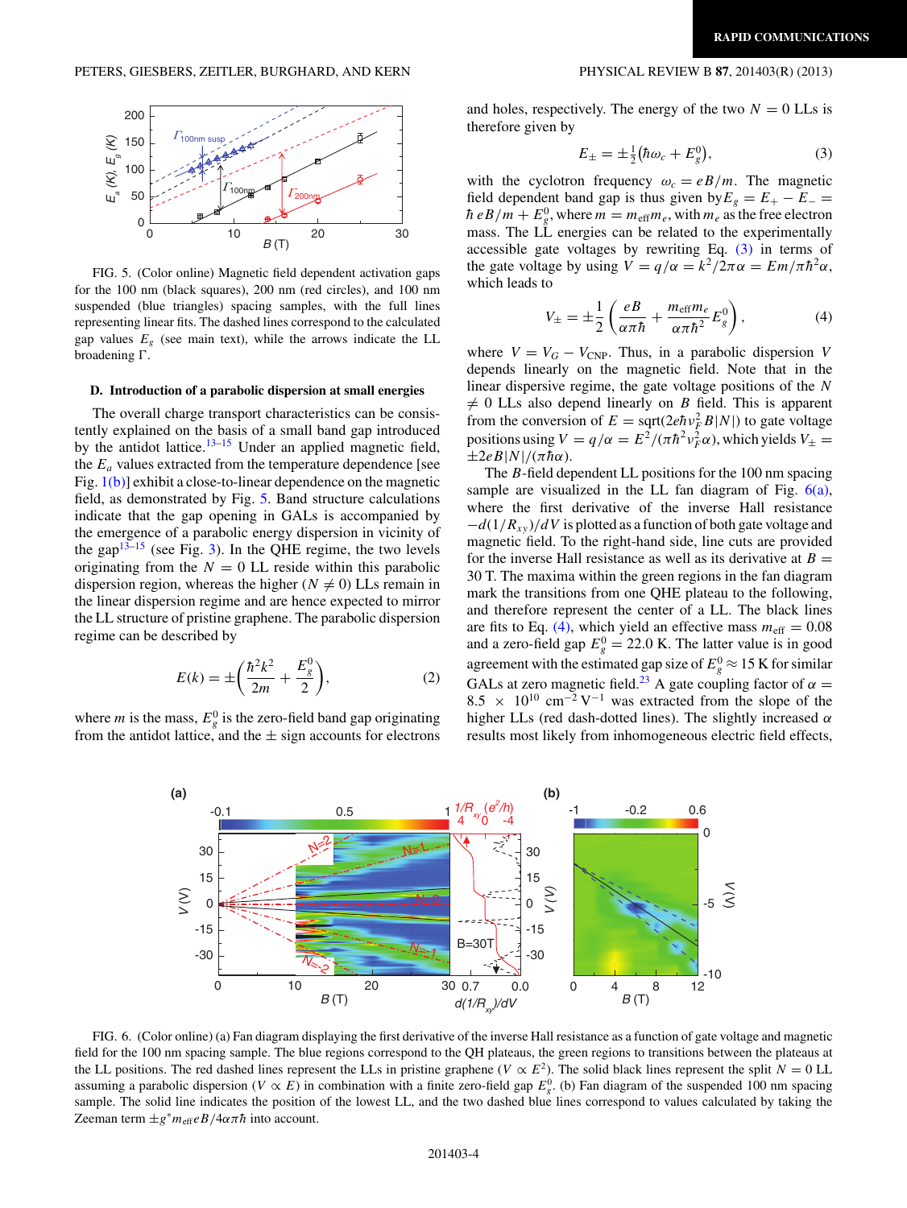FIG. 5. (Color online) Magnetic field dependent activation gaps for the 100 nm (black squares), 200 nm (red circles), and 100 nm suspended (blue triangles) spacing samples, with the full lines representing linear fits. The dashed lines correspond to the calculated gap values $E_g$ (see main text), while the arrows indicate the LL broadening Γ.

### D. Introduction of a parabolic dispersion at small energies

The overall charge transport characteristics can be consistently explained on the basis of a small band gap introduced by the antidot lattice.[13–15] Under an applied magnetic field, the $E_a$ values extracted from the temperature dependence [see Fig. 1(b)] exhibit a close-to-linear dependence on the magnetic field, as demonstrated by Fig. 5. Band structure calculations indicate that the gap opening in GALs is accompanied by the emergence of a parabolic energy dispersion in vicinity of the gap[13–15] (see Fig. 3). In the QHE regime, the two levels originating from the $N = 0$ LL reside within this parabolic dispersion region, whereas the higher ($N \neq 0$) LLs remain in the linear dispersion regime and are hence expected to mirror the LL structure of pristine graphene. The parabolic dispersion regime can be described by

$$E(k) = \pm\left(\frac{\hbar^2 k^2}{2m} + \frac{E_g^0}{2}\right), \tag{2}$$

where $m$ is the mass, $E_g^0$ is the zero-field band gap originating from the antidot lattice, and the ± sign accounts for electrons and holes, respectively. The energy of the two $N = 0$ LLs is therefore given by

$$E_\pm = \pm\tfrac{1}{2}\left(\hbar\omega_c + E_g^0\right), \tag{3}$$

with the cyclotron frequency $\omega_c = eB/m$. The magnetic field dependent band gap is thus given by $E_g = E_+ - E_- = \hbar\, eB/m + E_g^0$, where $m = m_{\rm eff} m_e$, with $m_e$ as the free electron mass. The LL energies can be related to the experimentally accessible gate voltages by rewriting Eq. (3) in terms of the gate voltage by using $V = q/\alpha = k^2/2\pi\alpha = Em/\pi\hbar^2\alpha$, which leads to

$$V_\pm = \pm\frac{1}{2}\left(\frac{eB}{\alpha\pi\hbar} + \frac{m_{\rm eff} m_e}{\alpha\pi\hbar^2}E_g^0\right), \tag{4}$$

where $V = V_G - V_{\rm CNP}$. Thus, in a parabolic dispersion $V$ depends linearly on the magnetic field. Note that in the linear dispersive regime, the gate voltage positions of the $N \neq 0$ LLs also depend linearly on $B$ field. This is apparent from the conversion of $E = \mathrm{sqrt}(2e\hbar v_F^2 B|N|)$ to gate voltage positions using $V = q/\alpha = E^2/(\pi\hbar^2 v_F^2\alpha)$, which yields $V_\pm = \pm 2eB|N|/(\pi\hbar\alpha)$.

The $B$-field dependent LL positions for the 100 nm spacing sample are visualized in the LL fan diagram of Fig. 6(a), where the first derivative of the inverse Hall resistance $-d(1/R_{xy})/dV$ is plotted as a function of both gate voltage and magnetic field. To the right-hand side, line cuts are provided for the inverse Hall resistance as well as its derivative at $B = 30$ T. The maxima within the green regions in the fan diagram mark the transitions from one QHE plateau to the following, and therefore represent the center of a LL. The black lines are fits to Eq. (4), which yield an effective mass $m_{\rm eff} = 0.08$ and a zero-field gap $E_g^0 = 22.0$ K. The latter value is in good agreement with the estimated gap size of $E_g^0 \approx 15$ K for similar GALs at zero magnetic field.[23] A gate coupling factor of $\alpha = 8.5 \times 10^{10}$ cm$^{-2}$ V$^{-1}$ was extracted from the slope of the higher LLs (red dash-dotted lines). The slightly increased $\alpha$ results most likely from inhomogeneous electric field effects,

FIG. 6. (Color online) (a) Fan diagram displaying the first derivative of the inverse Hall resistance as a function of gate voltage and magnetic field for the 100 nm spacing sample. The blue regions correspond to the QH plateaus, the green regions to transitions between the plateaus at the LL positions. The red dashed lines represent the LLs in pristine graphene ($V \propto E^2$). The solid black lines represent the split $N = 0$ LL assuming a parabolic dispersion ($V \propto E$) in combination with a finite zero-field gap $E_g^0$. (b) Fan diagram of the suspended 100 nm spacing sample. The solid line indicates the position of the lowest LL, and the two dashed blue lines correspond to values calculated by taking the Zeeman term $\pm g^* m_{\rm eff} eB/4\alpha\pi\hbar$ into account.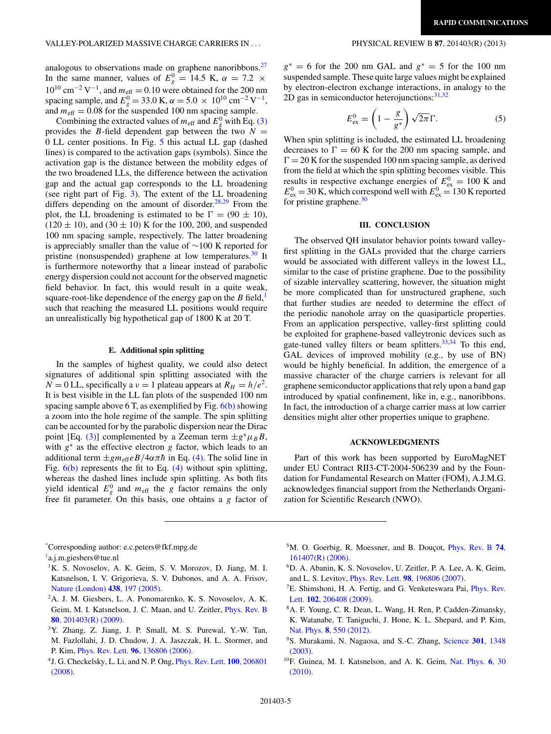analogous to observations made on graphene nanoribbons.[27] In the same manner, values of $E_g^0 = 14.5$ K, $\alpha = 7.2 \times 10^{10}$ cm$^{-2}$ V$^{-1}$, and $m_{\rm eff} = 0.10$ were obtained for the 200 nm spacing sample, and $E_g^0 = 33.0$ K, $\alpha = 5.0 \times 10^{10}$ cm$^{-2}$ V$^{-1}$, and $m_{\rm eff} = 0.08$ for the suspended 100 nm spacing sample.

Combining the extracted values of $m_{\rm eff}$ and $E_g^0$ with Eq. (3) provides the $B$-field dependent gap between the two $N = 0$ LL center positions. In Fig. 5 this actual LL gap (dashed lines) is compared to the activation gaps (symbols). Since the activation gap is the distance between the mobility edges of the two broadened LLs, the difference between the activation gap and the actual gap corresponds to the LL broadening (see right part of Fig. 3). The extent of the LL broadening differs depending on the amount of disorder.[28,29] From the plot, the LL broadening is estimated to be $\Gamma = (90 \pm 10)$, $(120 \pm 10)$, and $(30 \pm 10)$ K for the 100, 200, and suspended 100 nm spacing sample, respectively. The latter broadening is appreciably smaller than the value of $\sim$100 K reported for pristine (nonsuspended) graphene at low temperatures.[30] It is furthermore noteworthy that a linear instead of parabolic energy dispersion could not account for the observed magnetic field behavior. In fact, this would result in a quite weak, square-root-like dependence of the energy gap on the $B$ field,[1] such that reaching the measured LL positions would require an unrealistically big hypothetical gap of 1800 K at 20 T.

### E. Additional spin splitting

In the samples of highest quality, we could also detect signatures of additional spin splitting associated with the $N = 0$ LL, specifically a $\nu = 1$ plateau appears at $R_H = h/e^2$. It is best visible in the LL fan plots of the suspended 100 nm spacing sample above 6 T, as exemplified by Fig. 6(b) showing a zoom into the hole regime of the sample. The spin splitting can be accounted for by the parabolic dispersion near the Dirac point [Eq. (3)] complemented by a Zeeman term $\pm g^* \mu_B B$, with $g^*$ as the effective electron $g$ factor, which leads to an additional term $\pm g m_{\rm eff} e B / 4\alpha\pi\hbar$ in Eq. (4). The solid line in Fig. 6(b) represents the fit to Eq. (4) without spin splitting, whereas the dashed lines include spin splitting. As both fits yield identical $E_g^0$ and $m_{\rm eff}$ the $g$ factor remains the only free fit parameter. On this basis, one obtains a $g$ factor of $g^* = 6$ for the 200 nm GAL and $g^* = 5$ for the 100 nm suspended sample. These quite large values might be explained by electron-electron exchange interactions, in analogy to the 2D gas in semiconductor heterojunctions:[31,32]

$$E_{\rm ex}^0 = \left(1 - \frac{g}{g^*}\right)\sqrt{2\pi}\,\Gamma. \tag{5}$$

When spin splitting is included, the estimated LL broadening decreases to $\Gamma = 60$ K for the 200 nm spacing sample, and $\Gamma = 20$ K for the suspended 100 nm spacing sample, as derived from the field at which the spin splitting becomes visible. This results in respective exchange energies of $E_{\rm ex}^0 = 100$ K and $E_{\rm ex}^0 = 30$ K, which correspond well with $E_{\rm ex}^0 = 130$ K reported for pristine graphene.[30]

## III. CONCLUSION

The observed QH insulator behavior points toward valley-first splitting in the GALs provided that the charge carriers would be associated with different valleys in the lowest LL, similar to the case of pristine graphene. Due to the possibility of sizable intervalley scattering, however, the situation might be more complicated than for unstructured graphene, such that further studies are needed to determine the effect of the periodic nanohole array on the quasiparticle properties. From an application perspective, valley-first splitting could be exploited for graphene-based valleytronic devices such as gate-tuned valley filters or beam splitters.[33,34] To this end, GAL devices of improved mobility (e.g., by use of BN) would be highly beneficial. In addition, the emergence of a massive character of the charge carriers is relevant for all graphene semiconductor applications that rely upon a band gap introduced by spatial confinement, like in, e.g., nanoribbons. In fact, the introduction of a charge carrier mass at low carrier densities might alter other properties unique to graphene.

## ACKNOWLEDGMENTS

Part of this work has been supported by EuroMagNET under EU Contract RII3-CT-2004-506239 and by the Foundation for Fundamental Research on Matter (FOM), A.J.M.G. acknowledges financial support from the Netherlands Organization for Scientific Research (NWO).

---

*Corresponding author: e.c.peters@fkf.mpg.de

†a.j.m.giesbers@tue.nl

[1] K. S. Novoselov, A. K. Geim, S. V. Morozov, D. Jiang, M. I. Katsnelson, I. V. Grigorieva, S. V. Dubonos, and A. A. Frisov, Nature (London) **438**, 197 (2005).

[2] A. J. M. Giesbers, L. A. Ponomarenko, K. S. Novoselov, A. K. Geim, M. I. Katsnelson, J. C. Maan, and U. Zeitler, Phys. Rev. B **80**, 201403(R) (2009).

[3] Y. Zhang, Z. Jiang, J. P. Small, M. S. Purewal, Y.-W. Tan, M. Fazlollahi, J. D. Chudow, J. A. Jaszczak, H. L. Stormer, and P. Kim, Phys. Rev. Lett. **96**, 136806 (2006).

[4] J. G. Checkelsky, L. Li, and N. P. Ong, Phys. Rev. Lett. **100**, 206801 (2008).

[5] M. O. Goerbig, R. Moessner, and B. Douçot, Phys. Rev. B **74**, 161407(R) (2006).

[6] D. A. Abanin, K. S. Novoselov, U. Zeitler, P. A. Lee, A. K. Geim, and L. S. Levitov, Phys. Rev. Lett. **98**, 196806 (2007).

[7] E. Shimshoni, H. A. Fertig, and G. Venketeswara Pai, Phys. Rev. Lett. **102**, 206408 (2009).

[8] A. F. Young, C. R. Dean, L. Wang, H. Ren, P. Cadden-Zimansky, K. Watanabe, T. Taniguchi, J. Hone, K. L. Shepard, and P. Kim, Nat. Phys. **8**, 550 (2012).

[9] S. Murakami, N. Nagaosa, and S.-C. Zhang, Science **301**, 1348 (2003).

[10] F. Guinea, M. I. Katsnelson, and A. K. Geim, Nat. Phys. **6**, 30 (2010).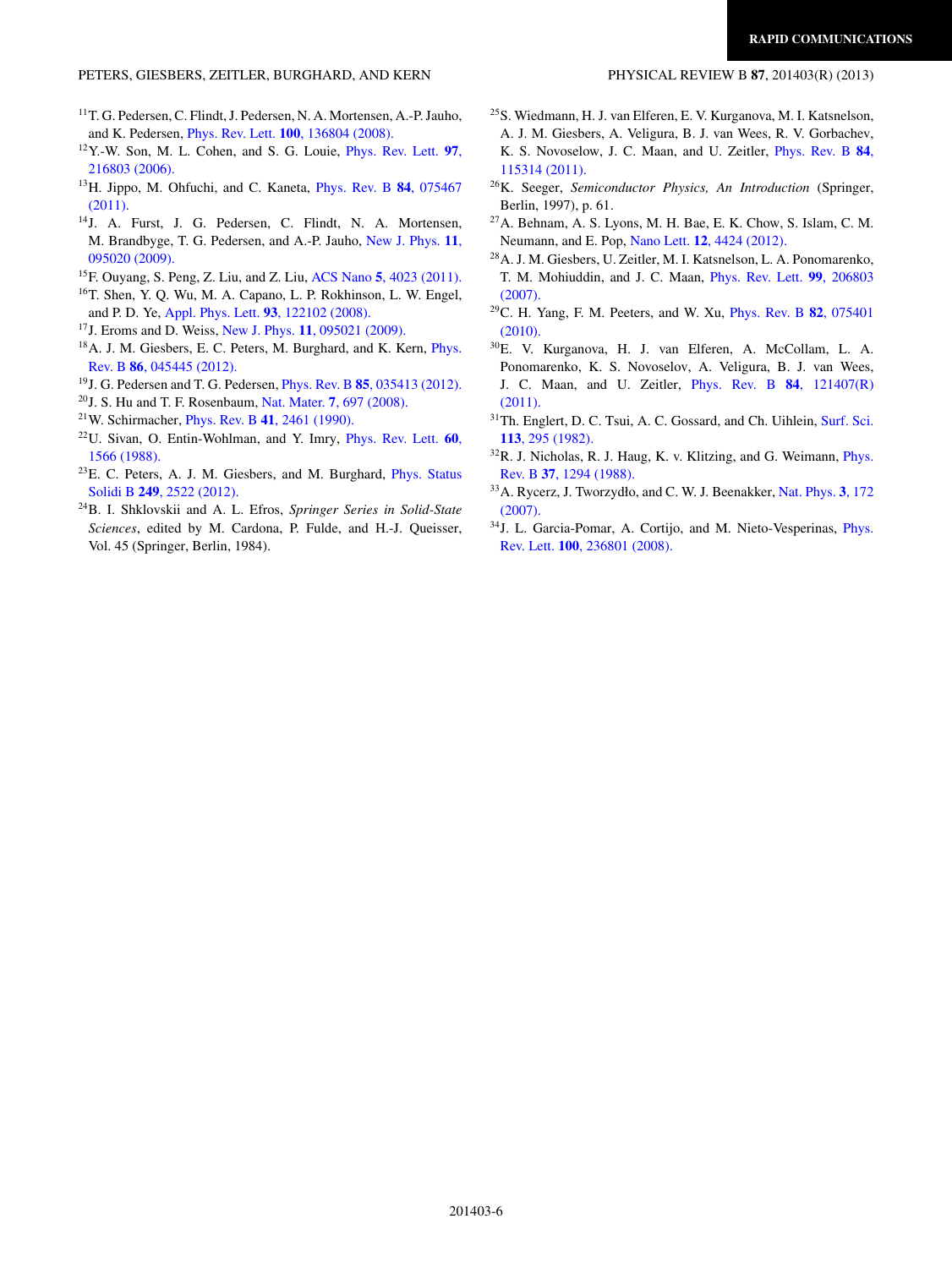[11] T. G. Pedersen, C. Flindt, J. Pedersen, N. A. Mortensen, A.-P. Jauho, and K. Pedersen, Phys. Rev. Lett. **100**, 136804 (2008).

[12] Y.-W. Son, M. L. Cohen, and S. G. Louie, Phys. Rev. Lett. **97**, 216803 (2006).

[13] H. Jippo, M. Ohfuchi, and C. Kaneta, Phys. Rev. B **84**, 075467 (2011).

[14] J. A. Furst, J. G. Pedersen, C. Flindt, N. A. Mortensen, M. Brandbyge, T. G. Pedersen, and A.-P. Jauho, New J. Phys. **11**, 095020 (2009).

[15] F. Ouyang, S. Peng, Z. Liu, and Z. Liu, ACS Nano **5**, 4023 (2011).

[16] T. Shen, Y. Q. Wu, M. A. Capano, L. P. Rokhinson, L. W. Engel, and P. D. Ye, Appl. Phys. Lett. **93**, 122102 (2008).

[17] J. Eroms and D. Weiss, New J. Phys. **11**, 095021 (2009).

[18] A. J. M. Giesbers, E. C. Peters, M. Burghard, and K. Kern, Phys. Rev. B **86**, 045445 (2012).

[19] J. G. Pedersen and T. G. Pedersen, Phys. Rev. B **85**, 035413 (2012).

[20] J. S. Hu and T. F. Rosenbaum, Nat. Mater. **7**, 697 (2008).

[21] W. Schirmacher, Phys. Rev. B **41**, 2461 (1990).

[22] U. Sivan, O. Entin-Wohlman, and Y. Imry, Phys. Rev. Lett. **60**, 1566 (1988).

[23] E. C. Peters, A. J. M. Giesbers, and M. Burghard, Phys. Status Solidi B **249**, 2522 (2012).

[24] B. I. Shklovskii and A. L. Efros, *Springer Series in Solid-State Sciences*, edited by M. Cardona, P. Fulde, and H.-J. Queisser, Vol. 45 (Springer, Berlin, 1984).

[25] S. Wiedmann, H. J. van Elferen, E. V. Kurganova, M. I. Katsnelson, A. J. M. Giesbers, A. Veligura, B. J. van Wees, R. V. Gorbachev, K. S. Novoselow, J. C. Maan, and U. Zeitler, Phys. Rev. B **84**, 115314 (2011).

[26] K. Seeger, *Semiconductor Physics, An Introduction* (Springer, Berlin, 1997), p. 61.

[27] A. Behnam, A. S. Lyons, M. H. Bae, E. K. Chow, S. Islam, C. M. Neumann, and E. Pop, Nano Lett. **12**, 4424 (2012).

[28] A. J. M. Giesbers, U. Zeitler, M. I. Katsnelson, L. A. Ponomarenko, T. M. Mohiuddin, and J. C. Maan, Phys. Rev. Lett. **99**, 206803 (2007).

[29] C. H. Yang, F. M. Peeters, and W. Xu, Phys. Rev. B **82**, 075401 (2010).

[30] E. V. Kurganova, H. J. van Elferen, A. McCollam, L. A. Ponomarenko, K. S. Novoselov, A. Veligura, B. J. van Wees, J. C. Maan, and U. Zeitler, Phys. Rev. B **84**, 121407(R) (2011).

[31] Th. Englert, D. C. Tsui, A. C. Gossard, and Ch. Uihlein, Surf. Sci. **113**, 295 (1982).

[32] R. J. Nicholas, R. J. Haug, K. v. Klitzing, and G. Weimann, Phys. Rev. B **37**, 1294 (1988).

[33] A. Rycerz, J. Tworzydło, and C. W. J. Beenakker, Nat. Phys. **3**, 172 (2007).

[34] J. L. Garcia-Pomar, A. Cortijo, and M. Nieto-Vesperinas, Phys. Rev. Lett. **100**, 236801 (2008).